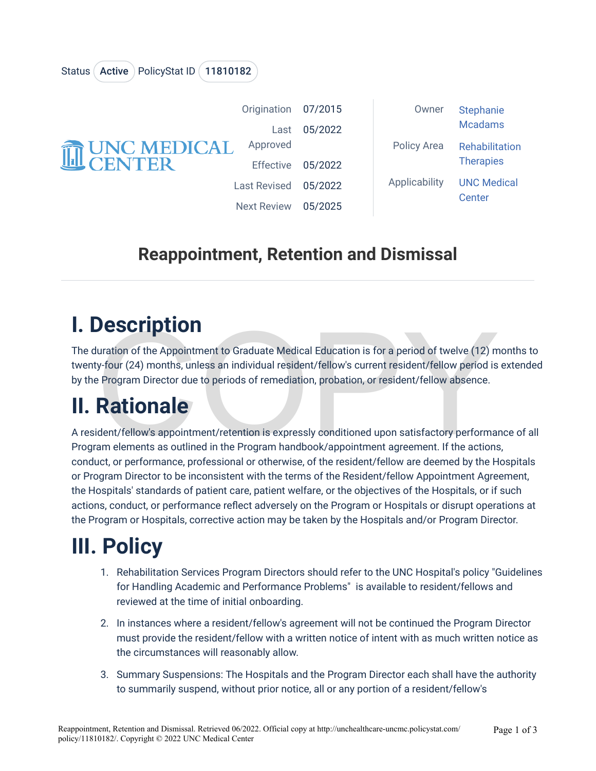Status Active PolicyStat ID 11810182

| | | | |
|---|---|---|---|
| Origination | 07/2015 | Owner | Stephanie Mcadams |
| Last Approved | 05/2022 | Policy Area | Rehabilitation Therapies |
| Effective | 05/2022 | Applicability | UNC Medical Center |
| Last Revised | 05/2022 | | |
| Next Review | 05/2025 | | |

UNC MEDICAL CENTER

# Reappointment, Retention and Dismissal

## I. Description

The duration of the Appointment to Graduate Medical Education is for a period of twelve (12) months to twenty-four (24) months, unless an individual resident/fellow's current resident/fellow period is extended by the Program Director due to periods of remediation, probation, or resident/fellow absence.

## II. Rationale

A resident/fellow's appointment/retention is expressly conditioned upon satisfactory performance of all Program elements as outlined in the Program handbook/appointment agreement. If the actions, conduct, or performance, professional or otherwise, of the resident/fellow are deemed by the Hospitals or Program Director to be inconsistent with the terms of the Resident/fellow Appointment Agreement, the Hospitals' standards of patient care, patient welfare, or the objectives of the Hospitals, or if such actions, conduct, or performance reflect adversely on the Program or Hospitals or disrupt operations at the Program or Hospitals, corrective action may be taken by the Hospitals and/or Program Director.

## III. Policy

1. Rehabilitation Services Program Directors should refer to the UNC Hospital's policy "Guidelines for Handling Academic and Performance Problems" is available to resident/fellows and reviewed at the time of initial onboarding.
2. In instances where a resident/fellow's agreement will not be continued the Program Director must provide the resident/fellow with a written notice of intent with as much written notice as the circumstances will reasonably allow.
3. Summary Suspensions: The Hospitals and the Program Director each shall have the authority to summarily suspend, without prior notice, all or any portion of a resident/fellow's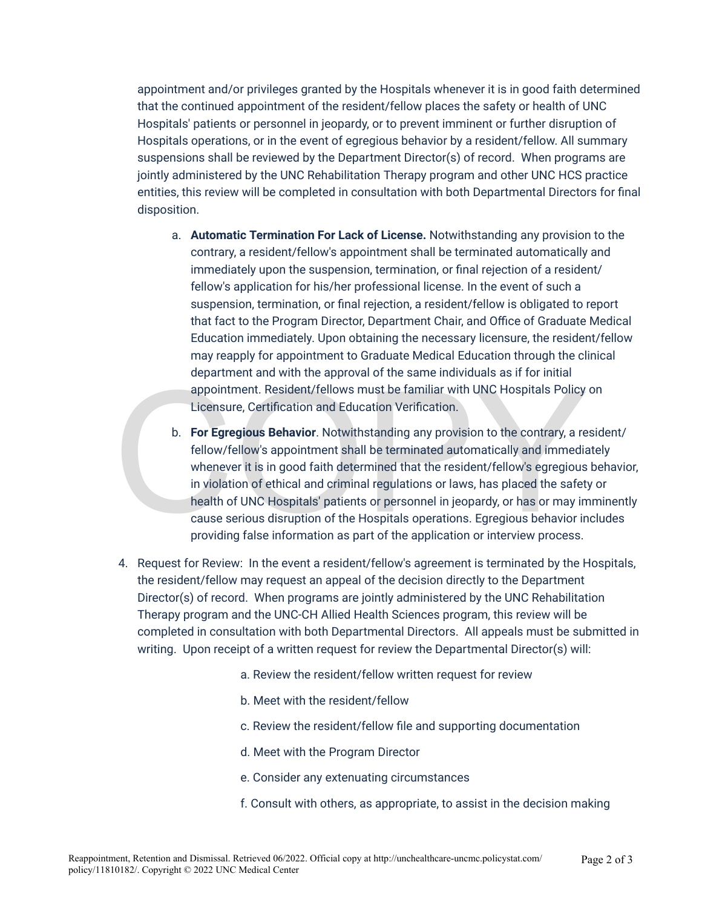appointment and/or privileges granted by the Hospitals whenever it is in good faith determined that the continued appointment of the resident/fellow places the safety or health of UNC Hospitals' patients or personnel in jeopardy, or to prevent imminent or further disruption of Hospitals operations, or in the event of egregious behavior by a resident/fellow. All summary suspensions shall be reviewed by the Department Director(s) of record. When programs are jointly administered by the UNC Rehabilitation Therapy program and other UNC HCS practice entities, this review will be completed in consultation with both Departmental Directors for final disposition.

a. **Automatic Termination For Lack of License.** Notwithstanding any provision to the contrary, a resident/fellow's appointment shall be terminated automatically and immediately upon the suspension, termination, or final rejection of a resident/fellow's application for his/her professional license. In the event of such a suspension, termination, or final rejection, a resident/fellow is obligated to report that fact to the Program Director, Department Chair, and Office of Graduate Medical Education immediately. Upon obtaining the necessary licensure, the resident/fellow may reapply for appointment to Graduate Medical Education through the clinical department and with the approval of the same individuals as if for initial appointment. Resident/fellows must be familiar with UNC Hospitals Policy on Licensure, Certification and Education Verification.

b. **For Egregious Behavior**. Notwithstanding any provision to the contrary, a resident/fellow/fellow's appointment shall be terminated automatically and immediately whenever it is in good faith determined that the resident/fellow's egregious behavior, in violation of ethical and criminal regulations or laws, has placed the safety or health of UNC Hospitals' patients or personnel in jeopardy, or has or may imminently cause serious disruption of the Hospitals operations. Egregious behavior includes providing false information as part of the application or interview process.

4. Request for Review: In the event a resident/fellow's agreement is terminated by the Hospitals, the resident/fellow may request an appeal of the decision directly to the Department Director(s) of record. When programs are jointly administered by the UNC Rehabilitation Therapy program and the UNC-CH Allied Health Sciences program, this review will be completed in consultation with both Departmental Directors. All appeals must be submitted in writing. Upon receipt of a written request for review the Departmental Director(s) will:

   a. Review the resident/fellow written request for review

   b. Meet with the resident/fellow

   c. Review the resident/fellow file and supporting documentation

   d. Meet with the Program Director

   e. Consider any extenuating circumstances

   f. Consult with others, as appropriate, to assist in the decision making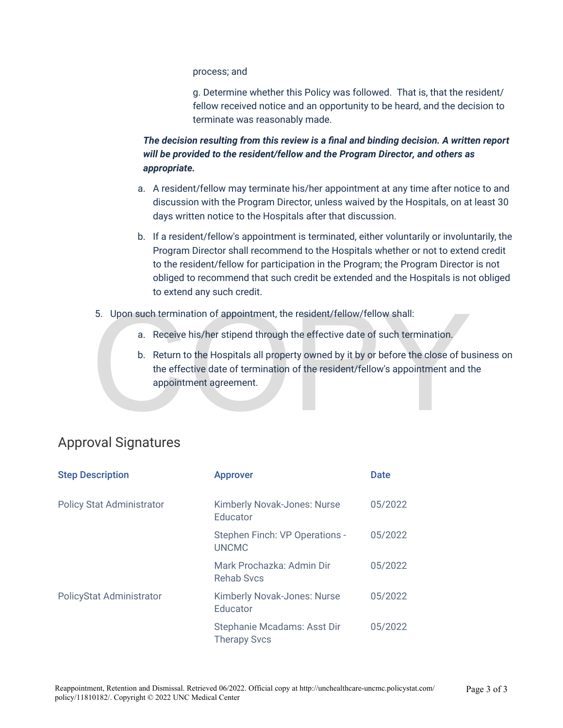process; and

g. Determine whether this Policy was followed. That is, that the resident/fellow received notice and an opportunity to be heard, and the decision to terminate was reasonably made.

***The decision resulting from this review is a final and binding decision. A written report will be provided to the resident/fellow and the Program Director, and others as appropriate.***

a. A resident/fellow may terminate his/her appointment at any time after notice to and discussion with the Program Director, unless waived by the Hospitals, on at least 30 days written notice to the Hospitals after that discussion.

b. If a resident/fellow's appointment is terminated, either voluntarily or involuntarily, the Program Director shall recommend to the Hospitals whether or not to extend credit to the resident/fellow for participation in the Program; the Program Director is not obliged to recommend that such credit be extended and the Hospitals is not obliged to extend any such credit.

5. Upon such termination of appointment, the resident/fellow/fellow shall:
   a. Receive his/her stipend through the effective date of such termination.
   b. Return to the Hospitals all property owned by it by or before the close of business on the effective date of termination of the resident/fellow's appointment and the appointment agreement.

## Approval Signatures

| Step Description | Approver | Date |
| --- | --- | --- |
| Policy Stat Administrator | Kimberly Novak-Jones: Nurse Educator | 05/2022 |
| | Stephen Finch: VP Operations - UNCMC | 05/2022 |
| | Mark Prochazka: Admin Dir Rehab Svcs | 05/2022 |
| PolicyStat Administrator | Kimberly Novak-Jones: Nurse Educator | 05/2022 |
| | Stephanie Mcadams: Asst Dir Therapy Svcs | 05/2022 |